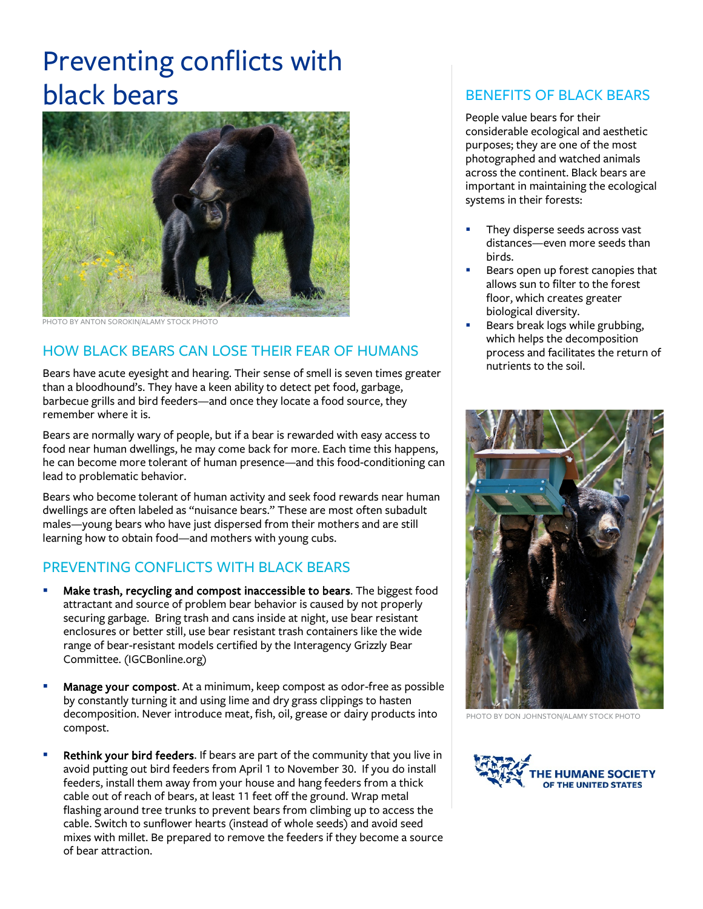# Preventing conflicts with black bears

PHOTO BY ANTON SOROKIN/ALAMY STOCK PHOTO

## HOW BLACK BEARS CAN LOSE THEIR FEAR OF HUMANS

Bears have acute eyesight and hearing. Their sense of smell is seven times greater than a bloodhound's. They have a keen ability to detect pet food, garbage, barbecue grills and bird feeders—and once they locate a food source, they remember where it is.

Bears are normally wary of people, but if a bear is rewarded with easy access to food near human dwellings, he may come back for more. Each time this happens, he can become more tolerant of human presence—and this food-conditioning can lead to problematic behavior.

Bears who become tolerant of human activity and seek food rewards near human dwellings are often labeled as "nuisance bears." These are most often subadult males—young bears who have just dispersed from their mothers and are still learning how to obtain food—and mothers with young cubs.

## PREVENTING CONFLICTS WITH BLACK BEARS

- **Make trash, recycling and compost inaccessible to bears**. The biggest food attractant and source of problem bear behavior is caused by not properly securing garbage. Bring trash and cans inside at night, use bear resistant enclosures or better still, use bear resistant trash containers like the wide range of bear-resistant models certified by the Interagency Grizzly Bear Committee. (IGCBonline.org)

- **Manage your compost**. At a minimum, keep compost as odor-free as possible by constantly turning it and using lime and dry grass clippings to hasten decomposition. Never introduce meat, fish, oil, grease or dairy products into compost.

- **Rethink your bird feeders**. If bears are part of the community that you live in avoid putting out bird feeders from April 1 to November 30. If you do install feeders, install them away from your house and hang feeders from a thick cable out of reach of bears, at least 11 feet off the ground. Wrap metal flashing around tree trunks to prevent bears from climbing up to access the cable. Switch to sunflower hearts (instead of whole seeds) and avoid seed mixes with millet. Be prepared to remove the feeders if they become a source of bear attraction.

## BENEFITS OF BLACK BEARS

People value bears for their considerable ecological and aesthetic purposes; they are one of the most photographed and watched animals across the continent. Black bears are important in maintaining the ecological systems in their forests:

- They disperse seeds across vast distances—even more seeds than birds.
- Bears open up forest canopies that allows sun to filter to the forest floor, which creates greater biological diversity.
- Bears break logs while grubbing, which helps the decomposition process and facilitates the return of nutrients to the soil.

PHOTO BY DON JOHNSTON/ALAMY STOCK PHOTO

THE HUMANE SOCIETY OF THE UNITED STATES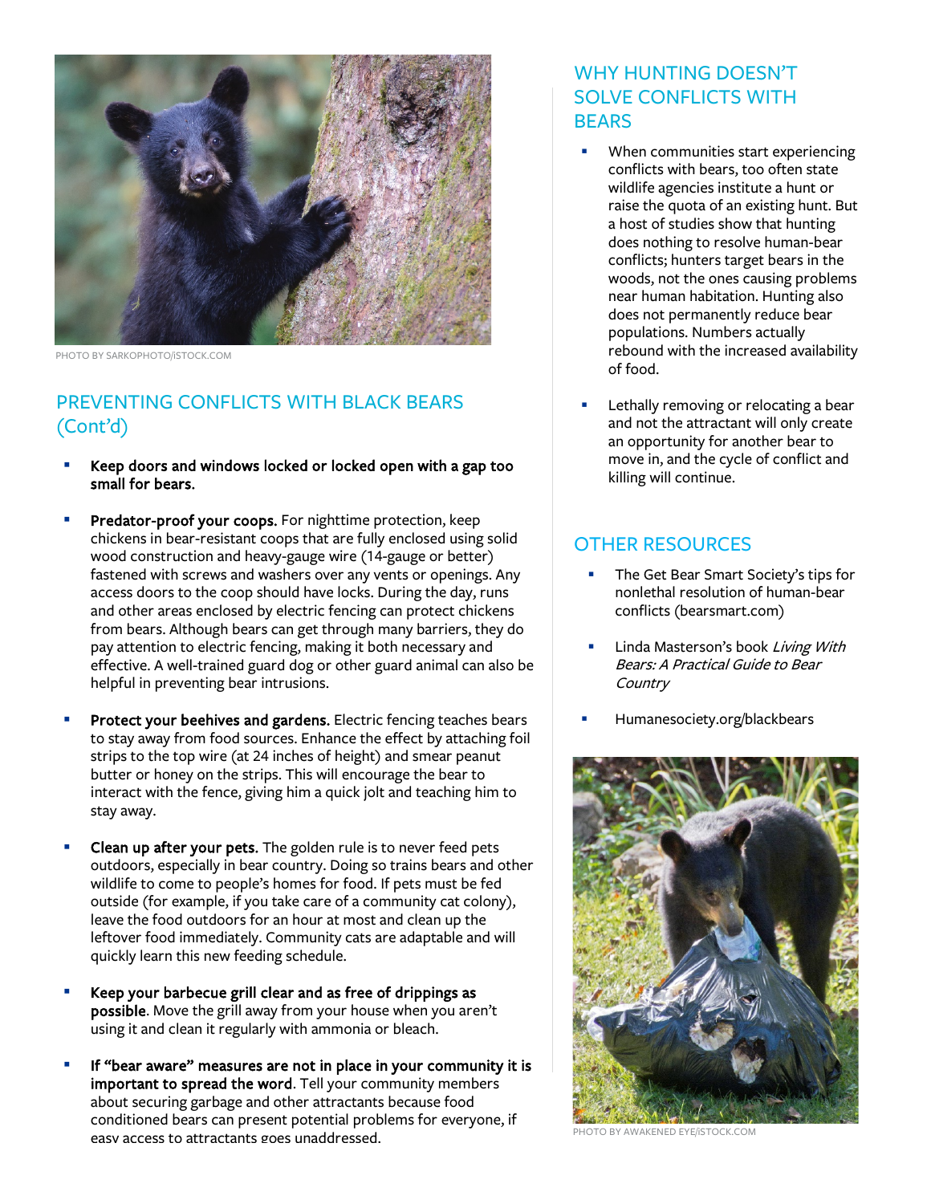PHOTO BY SARKOPHOTO/ISTOCK.COM

## PREVENTING CONFLICTS WITH BLACK BEARS (Cont'd)

- **Keep doors and windows locked or locked open with a gap too small for bears.**
- **Predator-proof your coops.** For nighttime protection, keep chickens in bear-resistant coops that are fully enclosed using solid wood construction and heavy-gauge wire (14-gauge or better) fastened with screws and washers over any vents or openings. Any access doors to the coop should have locks. During the day, runs and other areas enclosed by electric fencing can protect chickens from bears. Although bears can get through many barriers, they do pay attention to electric fencing, making it both necessary and effective. A well-trained guard dog or other guard animal can also be helpful in preventing bear intrusions.
- **Protect your beehives and gardens.** Electric fencing teaches bears to stay away from food sources. Enhance the effect by attaching foil strips to the top wire (at 24 inches of height) and smear peanut butter or honey on the strips. This will encourage the bear to interact with the fence, giving him a quick jolt and teaching him to stay away.
- **Clean up after your pets.** The golden rule is to never feed pets outdoors, especially in bear country. Doing so trains bears and other wildlife to come to people's homes for food. If pets must be fed outside (for example, if you take care of a community cat colony), leave the food outdoors for an hour at most and clean up the leftover food immediately. Community cats are adaptable and will quickly learn this new feeding schedule.
- **Keep your barbecue grill clear and as free of drippings as possible.** Move the grill away from your house when you aren't using it and clean it regularly with ammonia or bleach.
- **If "bear aware" measures are not in place in your community it is important to spread the word.** Tell your community members about securing garbage and other attractants because food conditioned bears can present potential problems for everyone, if easy access to attractants goes unaddressed.

## WHY HUNTING DOESN'T SOLVE CONFLICTS WITH BEARS

- When communities start experiencing conflicts with bears, too often state wildlife agencies institute a hunt or raise the quota of an existing hunt. But a host of studies show that hunting does nothing to resolve human-bear conflicts; hunters target bears in the woods, not the ones causing problems near human habitation. Hunting also does not permanently reduce bear populations. Numbers actually rebound with the increased availability of food.
- Lethally removing or relocating a bear and not the attractant will only create an opportunity for another bear to move in, and the cycle of conflict and killing will continue.

## OTHER RESOURCES

- The Get Bear Smart Society's tips for nonlethal resolution of human-bear conflicts (bearsmart.com)
- Linda Masterson's book *Living With Bears: A Practical Guide to Bear Country*
- Humanesociety.org/blackbears

PHOTO BY AWAKENED EYE/ISTOCK.COM